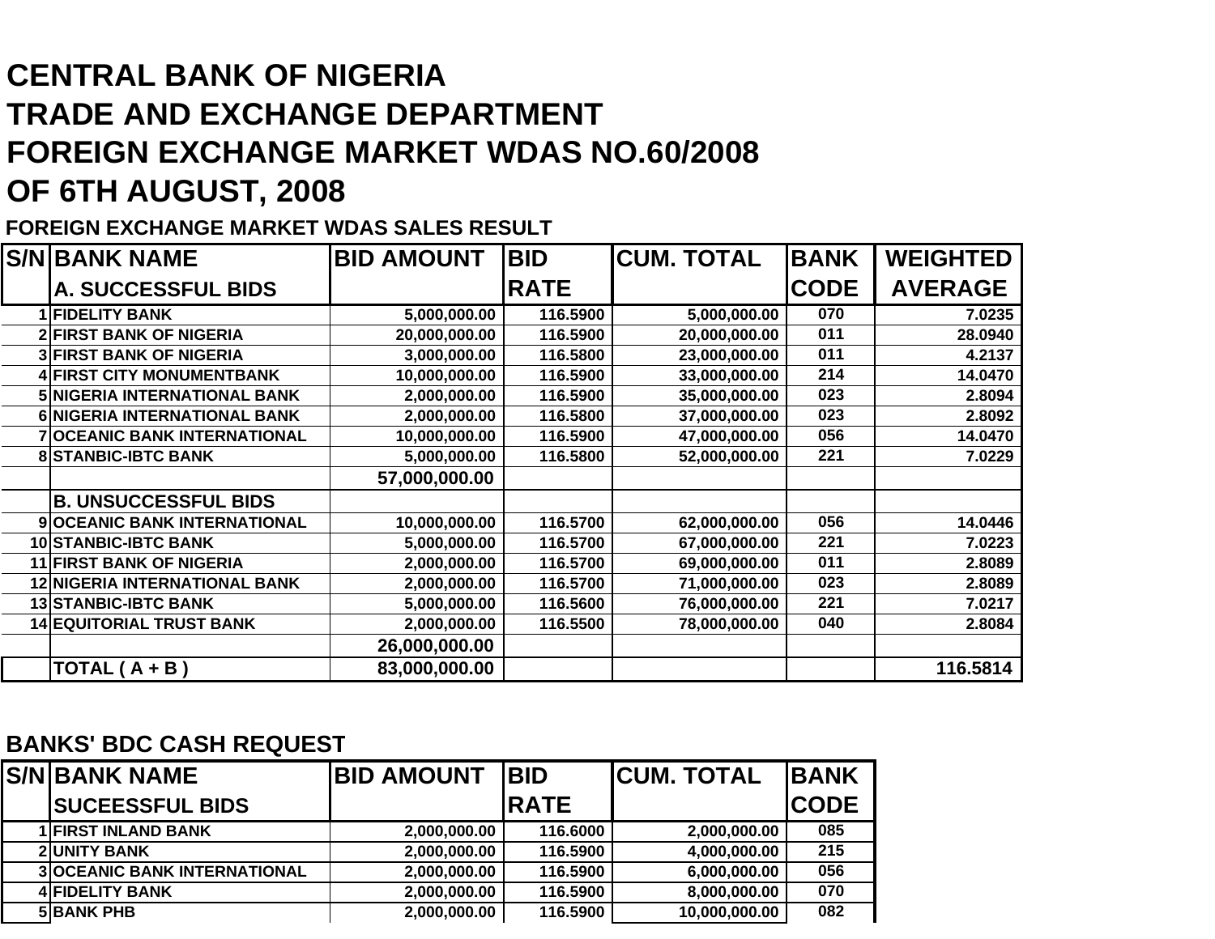# CENTRAL BANK OF NIGERIA
# TRADE AND EXCHANGE DEPARTMENT
# FOREIGN EXCHANGE MARKET WDAS NO.60/2008
# OF 6TH AUGUST, 2008

### FOREIGN EXCHANGE MARKET WDAS SALES RESULT

| S/N | BANK NAME | BID AMOUNT | BID RATE | CUM. TOTAL | BANK CODE | WEIGHTED AVERAGE |
|---|---|---|---|---|---|---|
| | **A. SUCCESSFUL BIDS** | | | | | |
| 1 | FIDELITY BANK | 5,000,000.00 | 116.5900 | 5,000,000.00 | 070 | 7.0235 |
| 2 | FIRST BANK OF NIGERIA | 20,000,000.00 | 116.5900 | 20,000,000.00 | 011 | 28.0940 |
| 3 | FIRST BANK OF NIGERIA | 3,000,000.00 | 116.5800 | 23,000,000.00 | 011 | 4.2137 |
| 4 | FIRST CITY MONUMENTBANK | 10,000,000.00 | 116.5900 | 33,000,000.00 | 214 | 14.0470 |
| 5 | NIGERIA INTERNATIONAL BANK | 2,000,000.00 | 116.5900 | 35,000,000.00 | 023 | 2.8094 |
| 6 | NIGERIA INTERNATIONAL BANK | 2,000,000.00 | 116.5800 | 37,000,000.00 | 023 | 2.8092 |
| 7 | OCEANIC BANK INTERNATIONAL | 10,000,000.00 | 116.5900 | 47,000,000.00 | 056 | 14.0470 |
| 8 | STANBIC-IBTC BANK | 5,000,000.00 | 116.5800 | 52,000,000.00 | 221 | 7.0229 |
| | | 57,000,000.00 | | | | |
| | **B. UNSUCCESSFUL BIDS** | | | | | |
| 9 | OCEANIC BANK INTERNATIONAL | 10,000,000.00 | 116.5700 | 62,000,000.00 | 056 | 14.0446 |
| 10 | STANBIC-IBTC BANK | 5,000,000.00 | 116.5700 | 67,000,000.00 | 221 | 7.0223 |
| 11 | FIRST BANK OF NIGERIA | 2,000,000.00 | 116.5700 | 69,000,000.00 | 011 | 2.8089 |
| 12 | NIGERIA INTERNATIONAL BANK | 2,000,000.00 | 116.5700 | 71,000,000.00 | 023 | 2.8089 |
| 13 | STANBIC-IBTC BANK | 5,000,000.00 | 116.5600 | 76,000,000.00 | 221 | 7.0217 |
| 14 | EQUITORIAL TRUST BANK | 2,000,000.00 | 116.5500 | 78,000,000.00 | 040 | 2.8084 |
| | | 26,000,000.00 | | | | |
| | **TOTAL ( A + B )** | 83,000,000.00 | | | | 116.5814 |

### BANKS' BDC CASH REQUEST

| S/N | BANK NAME | BID AMOUNT | BID RATE | CUM. TOTAL | BANK CODE |
|---|---|---|---|---|---|
| | **SUCEESSFUL BIDS** | | | | |
| 1 | FIRST INLAND BANK | 2,000,000.00 | 116.6000 | 2,000,000.00 | 085 |
| 2 | UNITY BANK | 2,000,000.00 | 116.5900 | 4,000,000.00 | 215 |
| 3 | OCEANIC BANK INTERNATIONAL | 2,000,000.00 | 116.5900 | 6,000,000.00 | 056 |
| 4 | FIDELITY BANK | 2,000,000.00 | 116.5900 | 8,000,000.00 | 070 |
| 5 | BANK PHB | 2,000,000.00 | 116.5900 | 10,000,000.00 | 082 |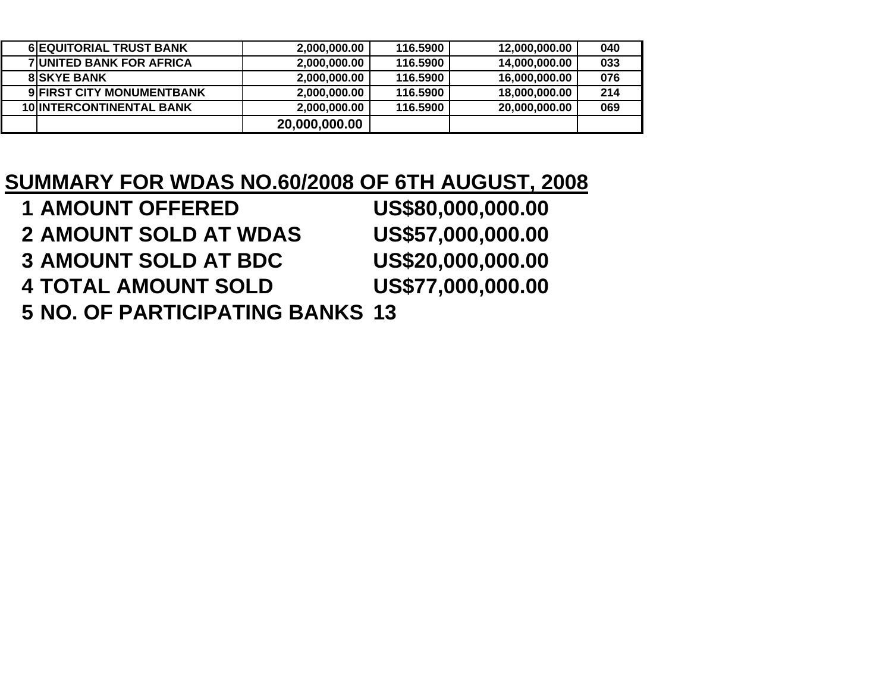| | | | | | |
|---|---|---|---|---|---|
| 6 | EQUITORIAL TRUST BANK | 2,000,000.00 | 116.5900 | 12,000,000.00 | 040 |
| 7 | UNITED BANK FOR AFRICA | 2,000,000.00 | 116.5900 | 14,000,000.00 | 033 |
| 8 | SKYE BANK | 2,000,000.00 | 116.5900 | 16,000,000.00 | 076 |
| 9 | FIRST CITY MONUMENTBANK | 2,000,000.00 | 116.5900 | 18,000,000.00 | 214 |
| 10 | INTERCONTINENTAL BANK | 2,000,000.00 | 116.5900 | 20,000,000.00 | 069 |
| | | 20,000,000.00 | | | |

## SUMMARY FOR WDAS NO.60/2008 OF 6TH AUGUST, 2008

| | | |
|---|---|---|
| 1 | AMOUNT OFFERED | US$80,000,000.00 |
| 2 | AMOUNT SOLD AT WDAS | US$57,000,000.00 |
| 3 | AMOUNT SOLD AT BDC | US$20,000,000.00 |
| 4 | TOTAL AMOUNT SOLD | US$77,000,000.00 |
| 5 | NO. OF PARTICIPATING BANKS | 13 |